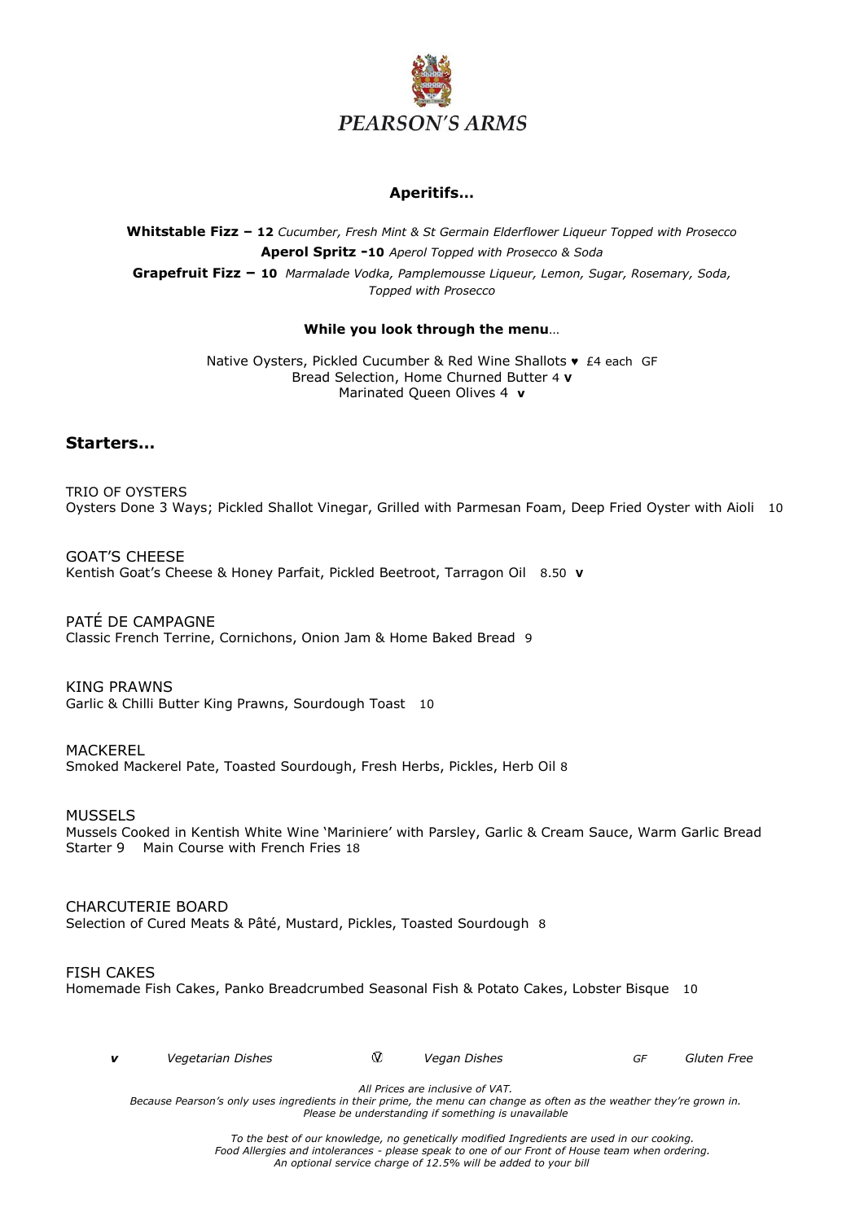# PEARSON'S ARMS

## Aperitifs…

**Whitstable Fizz – 12** *Cucumber, Fresh Mint & St Germain Elderflower Liqueur Topped with Prosecco*

**Aperol Spritz -10** *Aperol Topped with Prosecco & Soda*

**Grapefruit Fizz – 10** *Marmalade Vodka, Pamplemousse Liqueur, Lemon, Sugar, Rosemary, Soda, Topped with Prosecco*

**While you look through the menu**…

Native Oysters, Pickled Cucumber & Red Wine Shallots ♥ £4 each GF

Bread Selection, Home Churned Butter 4 **v**

Marinated Queen Olives 4 **v**

## Starters…

TRIO OF OYSTERS
Oysters Done 3 Ways; Pickled Shallot Vinegar, Grilled with Parmesan Foam, Deep Fried Oyster with Aioli 10

GOAT'S CHEESE
Kentish Goat's Cheese & Honey Parfait, Pickled Beetroot, Tarragon Oil 8.50 **v**

PATÉ DE CAMPAGNE
Classic French Terrine, Cornichons, Onion Jam & Home Baked Bread 9

KING PRAWNS
Garlic & Chilli Butter King Prawns, Sourdough Toast 10

MACKEREL
Smoked Mackerel Pate, Toasted Sourdough, Fresh Herbs, Pickles, Herb Oil 8

MUSSELS
Mussels Cooked in Kentish White Wine 'Mariniere' with Parsley, Garlic & Cream Sauce, Warm Garlic Bread
Starter 9 Main Course with French Fries 18

CHARCUTERIE BOARD
Selection of Cured Meats & Pâté, Mustard, Pickles, Toasted Sourdough 8

FISH CAKES
Homemade Fish Cakes, Panko Breadcrumbed Seasonal Fish & Potato Cakes, Lobster Bisque 10

***v*** *Vegetarian Dishes* Ⓥ *Vegan Dishes* *GF* *Gluten Free*

*All Prices are inclusive of VAT.*
*Because Pearson's only uses ingredients in their prime, the menu can change as often as the weather they're grown in.*
*Please be understanding if something is unavailable*

*To the best of our knowledge, no genetically modified Ingredients are used in our cooking.*
*Food Allergies and intolerances - please speak to one of our Front of House team when ordering.*
*An optional service charge of 12.5% will be added to your bill*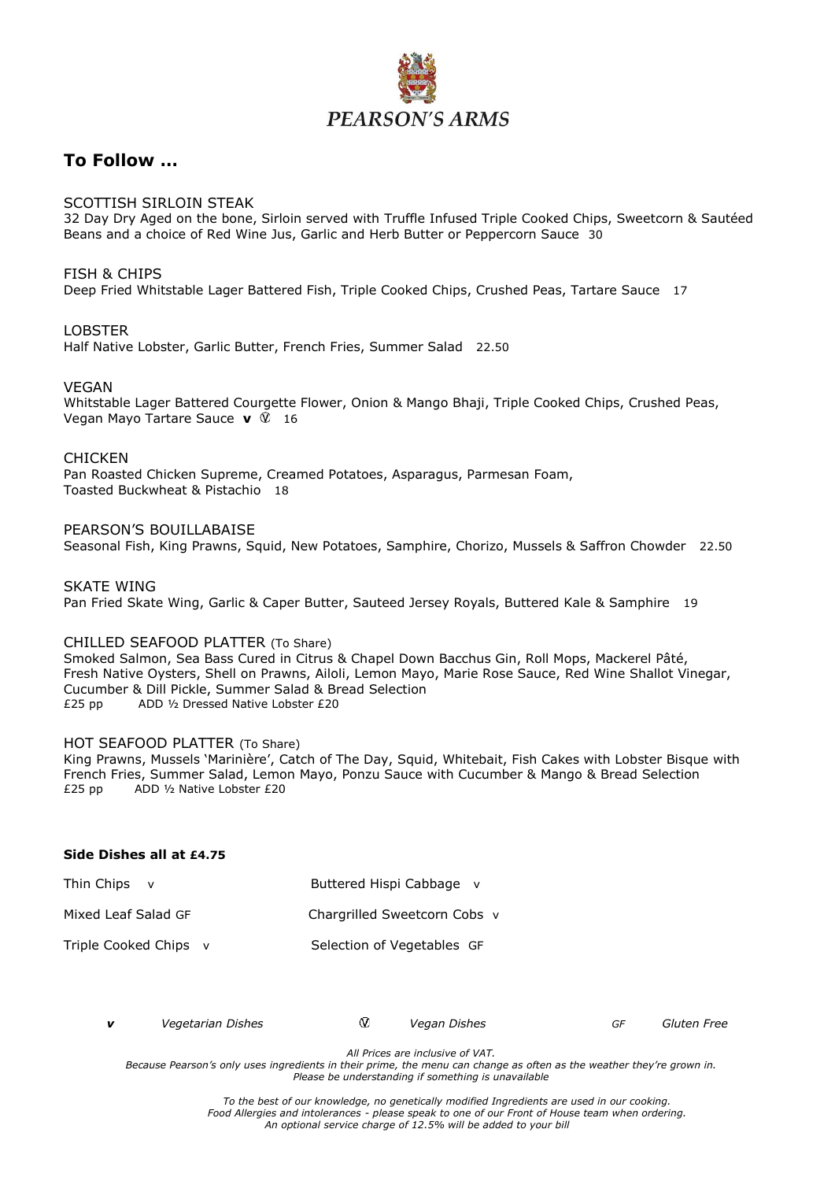# PEARSON'S ARMS

## To Follow …

SCOTTISH SIRLOIN STEAK
32 Day Dry Aged on the bone, Sirloin served with Truffle Infused Triple Cooked Chips, Sweetcorn & Sautéed Beans and a choice of Red Wine Jus, Garlic and Herb Butter or Peppercorn Sauce 30

FISH & CHIPS
Deep Fried Whitstable Lager Battered Fish, Triple Cooked Chips, Crushed Peas, Tartare Sauce 17

LOBSTER
Half Native Lobster, Garlic Butter, French Fries, Summer Salad 22.50

VEGAN
Whitstable Lager Battered Courgette Flower, Onion & Mango Bhaji, Triple Cooked Chips, Crushed Peas, Vegan Mayo Tartare Sauce **v** Ⓥ 16

CHICKEN
Pan Roasted Chicken Supreme, Creamed Potatoes, Asparagus, Parmesan Foam,
Toasted Buckwheat & Pistachio 18

PEARSON'S BOUILLABAISE
Seasonal Fish, King Prawns, Squid, New Potatoes, Samphire, Chorizo, Mussels & Saffron Chowder 22.50

SKATE WING
Pan Fried Skate Wing, Garlic & Caper Butter, Sauteed Jersey Royals, Buttered Kale & Samphire 19

CHILLED SEAFOOD PLATTER (To Share)
Smoked Salmon, Sea Bass Cured in Citrus & Chapel Down Bacchus Gin, Roll Mops, Mackerel Pâté, Fresh Native Oysters, Shell on Prawns, Ailoli, Lemon Mayo, Marie Rose Sauce, Red Wine Shallot Vinegar, Cucumber & Dill Pickle, Summer Salad & Bread Selection
£25 pp ADD ½ Dressed Native Lobster £20

HOT SEAFOOD PLATTER (To Share)
King Prawns, Mussels 'Marinière', Catch of The Day, Squid, Whitebait, Fish Cakes with Lobster Bisque with French Fries, Summer Salad, Lemon Mayo, Ponzu Sauce with Cucumber & Mango & Bread Selection
£25 pp ADD ½ Native Lobster £20

**Side Dishes all at £4.75**

| | |
|---|---|
| Thin Chips v | Buttered Hispi Cabbage v |
| Mixed Leaf Salad GF | Chargrilled Sweetcorn Cobs v |
| Triple Cooked Chips v | Selection of Vegetables GF |

***v*** *Vegetarian Dishes* Ⓥ *Vegan Dishes* *GF* *Gluten Free*

*All Prices are inclusive of VAT.*
*Because Pearson's only uses ingredients in their prime, the menu can change as often as the weather they're grown in.*
*Please be understanding if something is unavailable*

*To the best of our knowledge, no genetically modified Ingredients are used in our cooking.*
*Food Allergies and intolerances - please speak to one of our Front of House team when ordering.*
*An optional service charge of 12.5% will be added to your bill*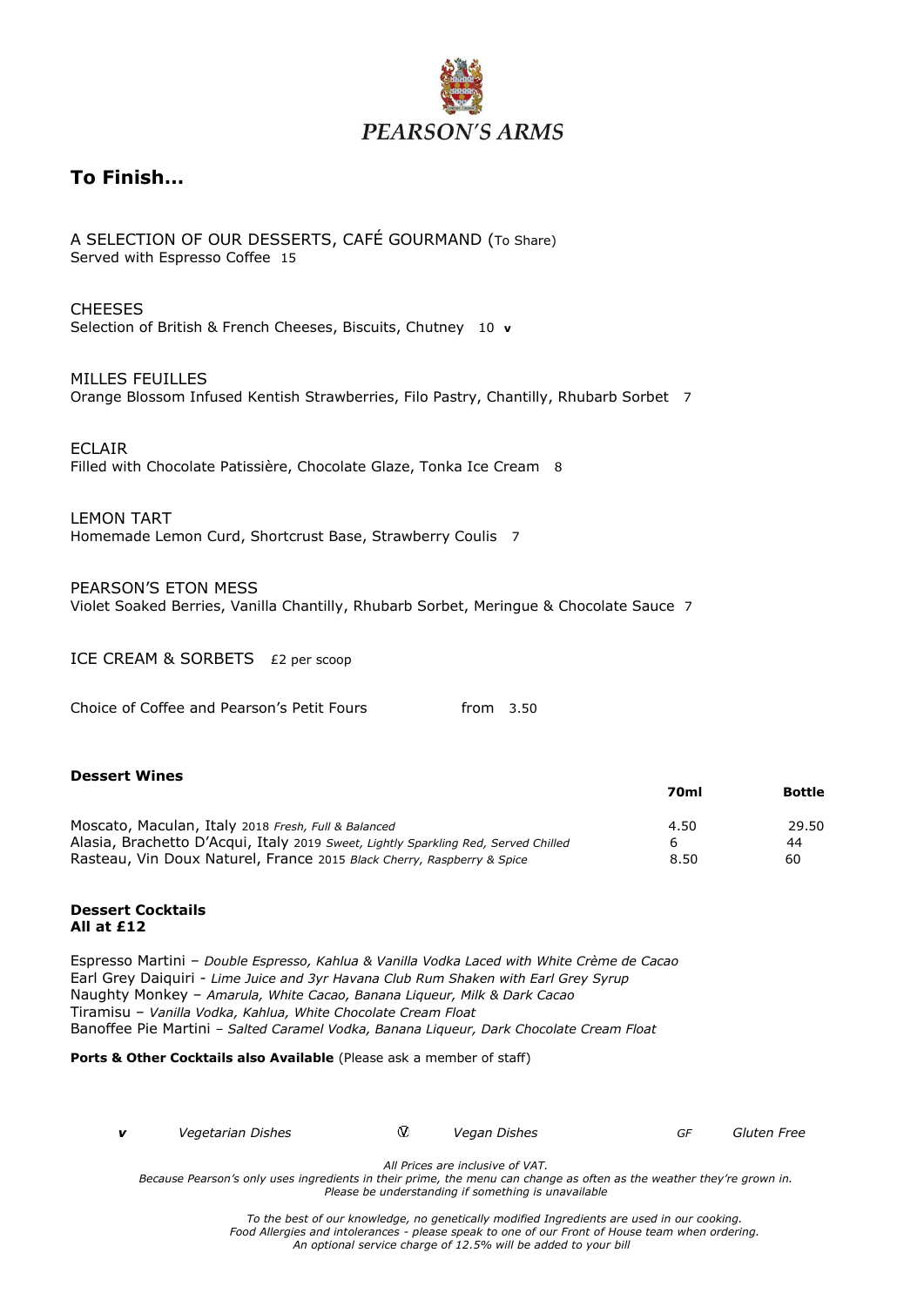# PEARSON'S ARMS

## To Finish…

A SELECTION OF OUR DESSERTS, CAFÉ GOURMAND (To Share)
Served with Espresso Coffee 15

CHEESES
Selection of British & French Cheeses, Biscuits, Chutney 10 **v**

MILLES FEUILLES
Orange Blossom Infused Kentish Strawberries, Filo Pastry, Chantilly, Rhubarb Sorbet 7

ECLAIR
Filled with Chocolate Patissière, Chocolate Glaze, Tonka Ice Cream 8

LEMON TART
Homemade Lemon Curd, Shortcrust Base, Strawberry Coulis 7

PEARSON'S ETON MESS
Violet Soaked Berries, Vanilla Chantilly, Rhubarb Sorbet, Meringue & Chocolate Sauce 7

ICE CREAM & SORBETS £2 per scoop

Choice of Coffee and Pearson's Petit Fours from 3.50

**Dessert Wines**

| | 70ml | Bottle |
|---|---|---|
| Moscato, Maculan, Italy 2018 *Fresh, Full & Balanced* | 4.50 | 29.50 |
| Alasia, Brachetto D'Acqui, Italy 2019 *Sweet, Lightly Sparkling Red, Served Chilled* | 6 | 44 |
| Rasteau, Vin Doux Naturel, France 2015 *Black Cherry, Raspberry & Spice* | 8.50 | 60 |

**Dessert Cocktails**
**All at £12**

Espresso Martini – *Double Espresso, Kahlua & Vanilla Vodka Laced with White Crème de Cacao*
Earl Grey Daiquiri - *Lime Juice and 3yr Havana Club Rum Shaken with Earl Grey Syrup*
Naughty Monkey – *Amarula, White Cacao, Banana Liqueur, Milk & Dark Cacao*
Tiramisu – *Vanilla Vodka, Kahlua, White Chocolate Cream Float*
Banoffee Pie Martini – *Salted Caramel Vodka, Banana Liqueur, Dark Chocolate Cream Float*

**Ports & Other Cocktails also Available** (Please ask a member of staff)

***v*** *Vegetarian Dishes* Ⓥ *Vegan Dishes* *GF* *Gluten Free*

*All Prices are inclusive of VAT.*
*Because Pearson's only uses ingredients in their prime, the menu can change as often as the weather they're grown in.*
*Please be understanding if something is unavailable*

*To the best of our knowledge, no genetically modified Ingredients are used in our cooking.*
*Food Allergies and intolerances - please speak to one of our Front of House team when ordering.*
*An optional service charge of 12.5% will be added to your bill*